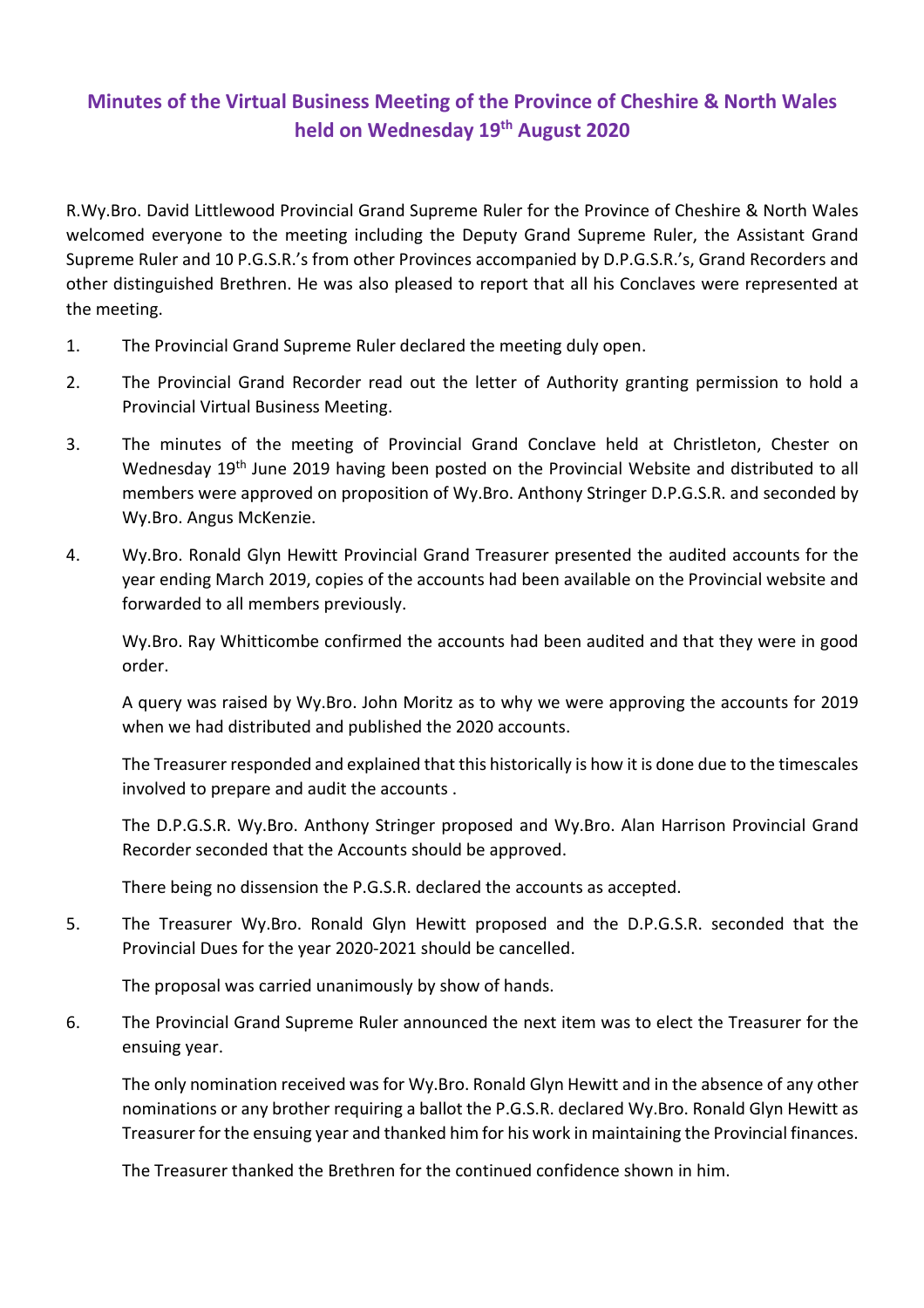# Minutes of the Virtual Business Meeting of the Province of Cheshire & North Wales held on Wednesday 19th August 2020

R.Wy.Bro. David Littlewood Provincial Grand Supreme Ruler for the Province of Cheshire & North Wales welcomed everyone to the meeting including the Deputy Grand Supreme Ruler, the Assistant Grand Supreme Ruler and 10 P.G.S.R.'s from other Provinces accompanied by D.P.G.S.R.'s, Grand Recorders and other distinguished Brethren. He was also pleased to report that all his Conclaves were represented at the meeting.

1. The Provincial Grand Supreme Ruler declared the meeting duly open.

2. The Provincial Grand Recorder read out the letter of Authority granting permission to hold a Provincial Virtual Business Meeting.

3. The minutes of the meeting of Provincial Grand Conclave held at Christleton, Chester on Wednesday 19th June 2019 having been posted on the Provincial Website and distributed to all members were approved on proposition of Wy.Bro. Anthony Stringer D.P.G.S.R. and seconded by Wy.Bro. Angus McKenzie.

4. Wy.Bro. Ronald Glyn Hewitt Provincial Grand Treasurer presented the audited accounts for the year ending March 2019, copies of the accounts had been available on the Provincial website and forwarded to all members previously.

   Wy.Bro. Ray Whitticombe confirmed the accounts had been audited and that they were in good order.

   A query was raised by Wy.Bro. John Moritz as to why we were approving the accounts for 2019 when we had distributed and published the 2020 accounts.

   The Treasurer responded and explained that this historically is how it is done due to the timescales involved to prepare and audit the accounts .

   The D.P.G.S.R. Wy.Bro. Anthony Stringer proposed and Wy.Bro. Alan Harrison Provincial Grand Recorder seconded that the Accounts should be approved.

   There being no dissension the P.G.S.R. declared the accounts as accepted.

5. The Treasurer Wy.Bro. Ronald Glyn Hewitt proposed and the D.P.G.S.R. seconded that the Provincial Dues for the year 2020-2021 should be cancelled.

   The proposal was carried unanimously by show of hands.

6. The Provincial Grand Supreme Ruler announced the next item was to elect the Treasurer for the ensuing year.

   The only nomination received was for Wy.Bro. Ronald Glyn Hewitt and in the absence of any other nominations or any brother requiring a ballot the P.G.S.R. declared Wy.Bro. Ronald Glyn Hewitt as Treasurer for the ensuing year and thanked him for his work in maintaining the Provincial finances.

   The Treasurer thanked the Brethren for the continued confidence shown in him.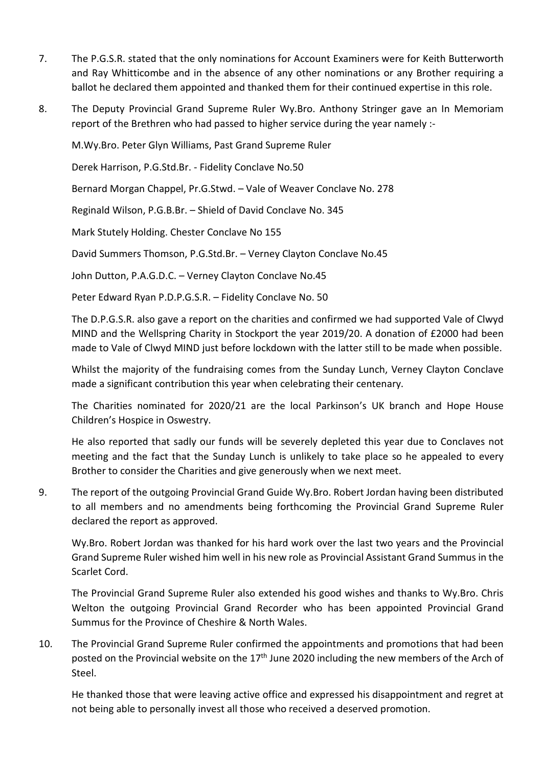7. The P.G.S.R. stated that the only nominations for Account Examiners were for Keith Butterworth and Ray Whitticombe and in the absence of any other nominations or any Brother requiring a ballot he declared them appointed and thanked them for their continued expertise in this role.

8. The Deputy Provincial Grand Supreme Ruler Wy.Bro. Anthony Stringer gave an In Memoriam report of the Brethren who had passed to higher service during the year namely :-

   M.Wy.Bro. Peter Glyn Williams, Past Grand Supreme Ruler

   Derek Harrison, P.G.Std.Br. - Fidelity Conclave No.50

   Bernard Morgan Chappel, Pr.G.Stwd. – Vale of Weaver Conclave No. 278

   Reginald Wilson, P.G.B.Br. – Shield of David Conclave No. 345

   Mark Stutely Holding. Chester Conclave No 155

   David Summers Thomson, P.G.Std.Br. – Verney Clayton Conclave No.45

   John Dutton, P.A.G.D.C. – Verney Clayton Conclave No.45

   Peter Edward Ryan P.D.P.G.S.R. – Fidelity Conclave No. 50

   The D.P.G.S.R. also gave a report on the charities and confirmed we had supported Vale of Clwyd MIND and the Wellspring Charity in Stockport the year 2019/20. A donation of £2000 had been made to Vale of Clwyd MIND just before lockdown with the latter still to be made when possible.

   Whilst the majority of the fundraising comes from the Sunday Lunch, Verney Clayton Conclave made a significant contribution this year when celebrating their centenary.

   The Charities nominated for 2020/21 are the local Parkinson's UK branch and Hope House Children's Hospice in Oswestry.

   He also reported that sadly our funds will be severely depleted this year due to Conclaves not meeting and the fact that the Sunday Lunch is unlikely to take place so he appealed to every Brother to consider the Charities and give generously when we next meet.

9. The report of the outgoing Provincial Grand Guide Wy.Bro. Robert Jordan having been distributed to all members and no amendments being forthcoming the Provincial Grand Supreme Ruler declared the report as approved.

   Wy.Bro. Robert Jordan was thanked for his hard work over the last two years and the Provincial Grand Supreme Ruler wished him well in his new role as Provincial Assistant Grand Summus in the Scarlet Cord.

   The Provincial Grand Supreme Ruler also extended his good wishes and thanks to Wy.Bro. Chris Welton the outgoing Provincial Grand Recorder who has been appointed Provincial Grand Summus for the Province of Cheshire & North Wales.

10. The Provincial Grand Supreme Ruler confirmed the appointments and promotions that had been posted on the Provincial website on the 17th June 2020 including the new members of the Arch of Steel.

   He thanked those that were leaving active office and expressed his disappointment and regret at not being able to personally invest all those who received a deserved promotion.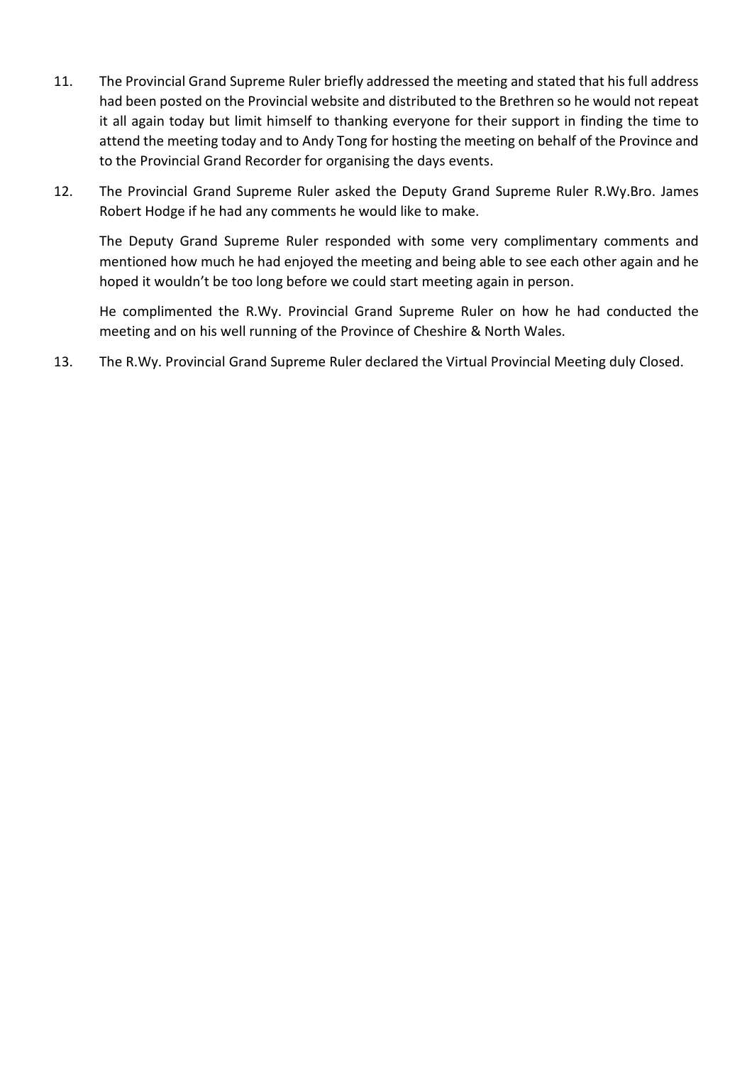11. The Provincial Grand Supreme Ruler briefly addressed the meeting and stated that his full address had been posted on the Provincial website and distributed to the Brethren so he would not repeat it all again today but limit himself to thanking everyone for their support in finding the time to attend the meeting today and to Andy Tong for hosting the meeting on behalf of the Province and to the Provincial Grand Recorder for organising the days events.

12. The Provincial Grand Supreme Ruler asked the Deputy Grand Supreme Ruler R.Wy.Bro. James Robert Hodge if he had any comments he would like to make.

    The Deputy Grand Supreme Ruler responded with some very complimentary comments and mentioned how much he had enjoyed the meeting and being able to see each other again and he hoped it wouldn't be too long before we could start meeting again in person.

    He complimented the R.Wy. Provincial Grand Supreme Ruler on how he had conducted the meeting and on his well running of the Province of Cheshire & North Wales.

13. The R.Wy. Provincial Grand Supreme Ruler declared the Virtual Provincial Meeting duly Closed.